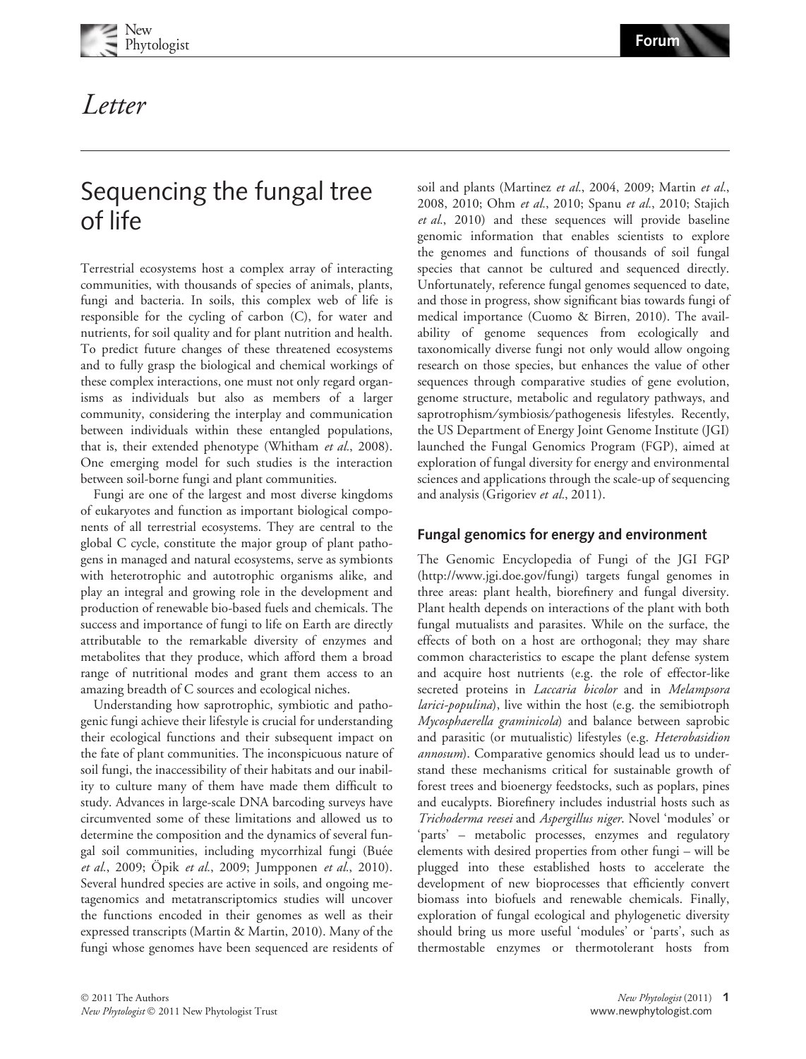Letter

# Sequencing the fungal tree of life

Terrestrial ecosystems host a complex array of interacting communities, with thousands of species of animals, plants, fungi and bacteria. In soils, this complex web of life is responsible for the cycling of carbon (C), for water and nutrients, for soil quality and for plant nutrition and health. To predict future changes of these threatened ecosystems and to fully grasp the biological and chemical workings of these complex interactions, one must not only regard organisms as individuals but also as members of a larger community, considering the interplay and communication between individuals within these entangled populations, that is, their extended phenotype (Whitham *et al.*, 2008). One emerging model for such studies is the interaction between soil-borne fungi and plant communities.

Fungi are one of the largest and most diverse kingdoms of eukaryotes and function as important biological components of all terrestrial ecosystems. They are central to the global C cycle, constitute the major group of plant pathogens in managed and natural ecosystems, serve as symbionts with heterotrophic and autotrophic organisms alike, and play an integral and growing role in the development and production of renewable bio-based fuels and chemicals. The success and importance of fungi to life on Earth are directly attributable to the remarkable diversity of enzymes and metabolites that they produce, which afford them a broad range of nutritional modes and grant them access to an amazing breadth of C sources and ecological niches.

Understanding how saprotrophic, symbiotic and pathogenic fungi achieve their lifestyle is crucial for understanding their ecological functions and their subsequent impact on the fate of plant communities. The inconspicuous nature of soil fungi, the inaccessibility of their habitats and our inability to culture many of them have made them difficult to study. Advances in large-scale DNA barcoding surveys have circumvented some of these limitations and allowed us to determine the composition and the dynamics of several fungal soil communities, including mycorrhizal fungi (Buée *et al.*, 2009; Öpik *et al.*, 2009; Jumpponen *et al.*, 2010). Several hundred species are active in soils, and ongoing metagenomics and metatranscriptomics studies will uncover the functions encoded in their genomes as well as their expressed transcripts (Martin & Martin, 2010). Many of the fungi whose genomes have been sequenced are residents of soil and plants (Martinez *et al.*, 2004, 2009; Martin *et al.*, 2008, 2010; Ohm *et al.*, 2010; Spanu *et al.*, 2010; Stajich *et al.*, 2010) and these sequences will provide baseline genomic information that enables scientists to explore the genomes and functions of thousands of soil fungal species that cannot be cultured and sequenced directly. Unfortunately, reference fungal genomes sequenced to date, and those in progress, show significant bias towards fungi of medical importance (Cuomo & Birren, 2010). The availability of genome sequences from ecologically and taxonomically diverse fungi not only would allow ongoing research on those species, but enhances the value of other sequences through comparative studies of gene evolution, genome structure, metabolic and regulatory pathways, and saprotrophism/symbiosis/pathogenesis lifestyles. Recently, the US Department of Energy Joint Genome Institute (JGI) launched the Fungal Genomics Program (FGP), aimed at exploration of fungal diversity for energy and environmental sciences and applications through the scale-up of sequencing and analysis (Grigoriev *et al.*, 2011).

## Fungal genomics for energy and environment

The Genomic Encyclopedia of Fungi of the JGI FGP (http://www.jgi.doe.gov/fungi) targets fungal genomes in three areas: plant health, biorefinery and fungal diversity. Plant health depends on interactions of the plant with both fungal mutualists and parasites. While on the surface, the effects of both on a host are orthogonal; they may share common characteristics to escape the plant defense system and acquire host nutrients (e.g. the role of effector-like secreted proteins in *Laccaria bicolor* and in *Melampsora larici-populina*), live within the host (e.g. the semibiotroph *Mycosphaerella graminicola*) and balance between saprobic and parasitic (or mutualistic) lifestyles (e.g. *Heterobasidion annosum*). Comparative genomics should lead us to understand these mechanisms critical for sustainable growth of forest trees and bioenergy feedstocks, such as poplars, pines and eucalypts. Biorefinery includes industrial hosts such as *Trichoderma reesei* and *Aspergillus niger*. Novel 'modules' or 'parts' – metabolic processes, enzymes and regulatory elements with desired properties from other fungi – will be plugged into these established hosts to accelerate the development of new bioprocesses that efficiently convert biomass into biofuels and renewable chemicals. Finally, exploration of fungal ecological and phylogenetic diversity should bring us more useful 'modules' or 'parts', such as thermostable enzymes or thermotolerant hosts from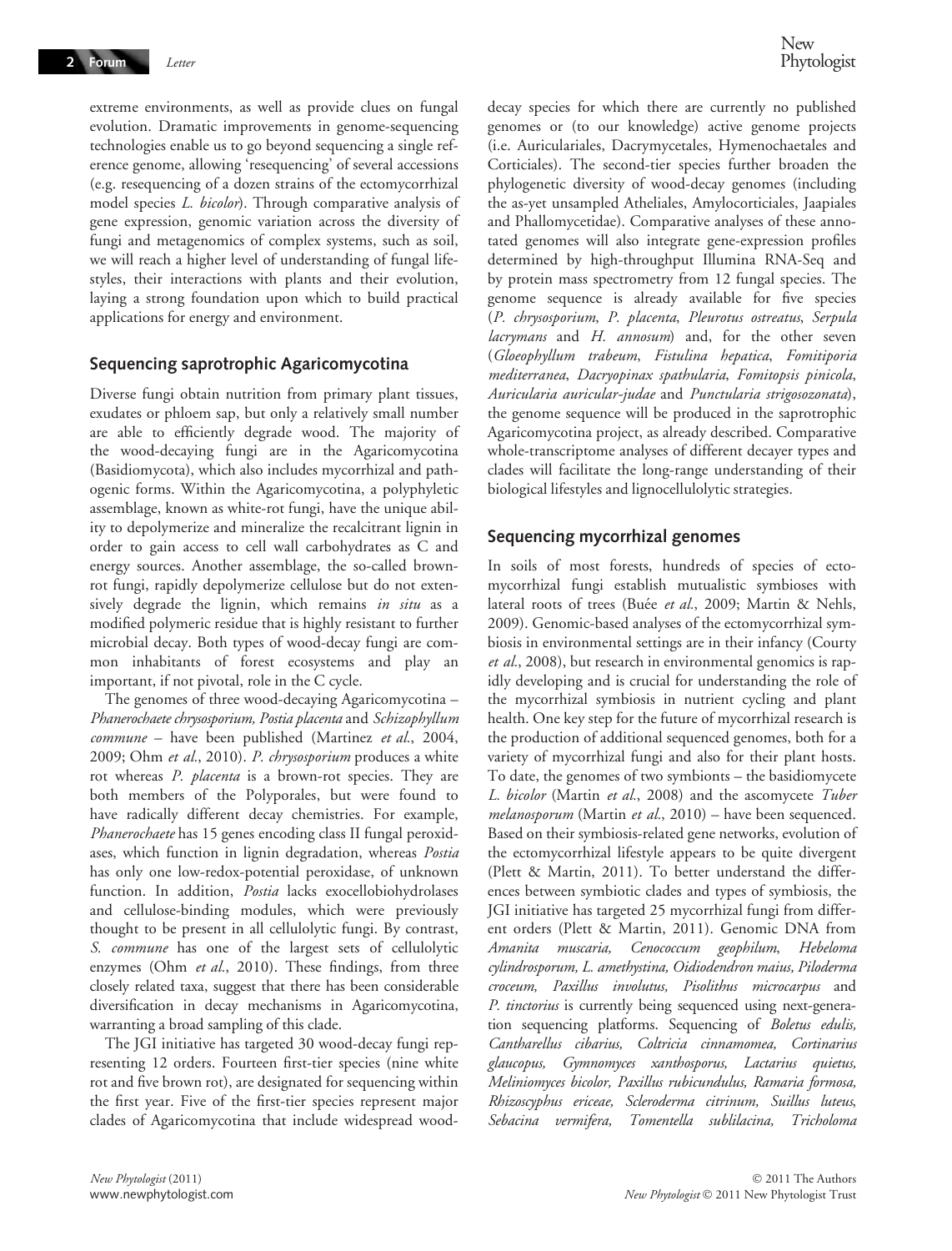extreme environments, as well as provide clues on fungal evolution. Dramatic improvements in genome-sequencing technologies enable us to go beyond sequencing a single reference genome, allowing 'resequencing' of several accessions (e.g. resequencing of a dozen strains of the ectomycorrhizal model species *L. bicolor*). Through comparative analysis of gene expression, genomic variation across the diversity of fungi and metagenomics of complex systems, such as soil, we will reach a higher level of understanding of fungal lifestyles, their interactions with plants and their evolution, laying a strong foundation upon which to build practical applications for energy and environment.

## Sequencing saprotrophic Agaricomycotina

Diverse fungi obtain nutrition from primary plant tissues, exudates or phloem sap, but only a relatively small number are able to efficiently degrade wood. The majority of the wood-decaying fungi are in the Agaricomycotina (Basidiomycota), which also includes mycorrhizal and pathogenic forms. Within the Agaricomycotina, a polyphyletic assemblage, known as white-rot fungi, have the unique ability to depolymerize and mineralize the recalcitrant lignin in order to gain access to cell wall carbohydrates as C and energy sources. Another assemblage, the so-called brown-rot fungi, rapidly depolymerize cellulose but do not extensively degrade the lignin, which remains *in situ* as a modified polymeric residue that is highly resistant to further microbial decay. Both types of wood-decay fungi are common inhabitants of forest ecosystems and play an important, if not pivotal, role in the C cycle.

The genomes of three wood-decaying Agaricomycotina – *Phanerochaete chrysosporium, Postia placenta* and *Schizophyllum commune* – have been published (Martinez *et al*., 2004, 2009; Ohm *et al*., 2010). *P. chrysosporium* produces a white rot whereas *P. placenta* is a brown-rot species. They are both members of the Polyporales, but were found to have radically different decay chemistries. For example, *Phanerochaete* has 15 genes encoding class II fungal peroxidases, which function in lignin degradation, whereas *Postia* has only one low-redox-potential peroxidase, of unknown function. In addition, *Postia* lacks exocellobiohydrolases and cellulose-binding modules, which were previously thought to be present in all cellulolytic fungi. By contrast, *S. commune* has one of the largest sets of cellulolytic enzymes (Ohm *et al*., 2010). These findings, from three closely related taxa, suggest that there has been considerable diversification in decay mechanisms in Agaricomycotina, warranting a broad sampling of this clade.

The JGI initiative has targeted 30 wood-decay fungi representing 12 orders. Fourteen first-tier species (nine white rot and five brown rot), are designated for sequencing within the first year. Five of the first-tier species represent major clades of Agaricomycotina that include widespread wood-decay species for which there are currently no published genomes or (to our knowledge) active genome projects (i.e. Auriculariales, Dacrymycetales, Hymenochaetales and Corticiales). The second-tier species further broaden the phylogenetic diversity of wood-decay genomes (including the as-yet unsampled Atheliales, Amylocorticiales, Jaapiales and Phallomycetidae). Comparative analyses of these annotated genomes will also integrate gene-expression profiles determined by high-throughput Illumina RNA-Seq and by protein mass spectrometry from 12 fungal species. The genome sequence is already available for five species (*P. chrysosporium*, *P. placenta*, *Pleurotus ostreatus*, *Serpula lacrymans* and *H. annosum*) and, for the other seven (*Gloeophyllum trabeum*, *Fistulina hepatica*, *Fomitiporia mediterranea*, *Dacryopinax spathularia*, *Fomitopsis pinicola*, *Auricularia auricular-judae* and *Punctularia strigosozonata*), the genome sequence will be produced in the saprotrophic Agaricomycotina project, as already described. Comparative whole-transcriptome analyses of different decayer types and clades will facilitate the long-range understanding of their biological lifestyles and lignocellulolytic strategies.

## Sequencing mycorrhizal genomes

In soils of most forests, hundreds of species of ectomycorrhizal fungi establish mutualistic symbioses with lateral roots of trees (Buée *et al*., 2009; Martin & Nehls, 2009). Genomic-based analyses of the ectomycorrhizal symbiosis in environmental settings are in their infancy (Courty *et al*., 2008), but research in environmental genomics is rapidly developing and is crucial for understanding the role of the mycorrhizal symbiosis in nutrient cycling and plant health. One key step for the future of mycorrhizal research is the production of additional sequenced genomes, both for a variety of mycorrhizal fungi and also for their plant hosts. To date, the genomes of two symbionts – the basidiomycete *L. bicolor* (Martin *et al*., 2008) and the ascomycete *Tuber melanosporum* (Martin *et al*., 2010) – have been sequenced. Based on their symbiosis-related gene networks, evolution of the ectomycorrhizal lifestyle appears to be quite divergent (Plett & Martin, 2011). To better understand the differences between symbiotic clades and types of symbiosis, the JGI initiative has targeted 25 mycorrhizal fungi from different orders (Plett & Martin, 2011). Genomic DNA from *Amanita muscaria, Cenococcum geophilum, Hebeloma cylindrosporum, L. amethystina, Oidiodendron maius, Piloderma croceum, Paxillus involutus, Pisolithus microcarpus* and *P. tinctorius* is currently being sequenced using next-generation sequencing platforms. Sequencing of *Boletus edulis, Cantharellus cibarius, Coltricia cinnamomea, Cortinarius glaucopus, Gymnomyces xanthosporus, Lactarius quietus, Meliniomyces bicolor, Paxillus rubicundulus, Ramaria formosa, Rhizoscyphus ericeae, Scleroderma citrinum, Suillus luteus, Sebacina vermifera, Tomentella sublilacina, Tricholoma*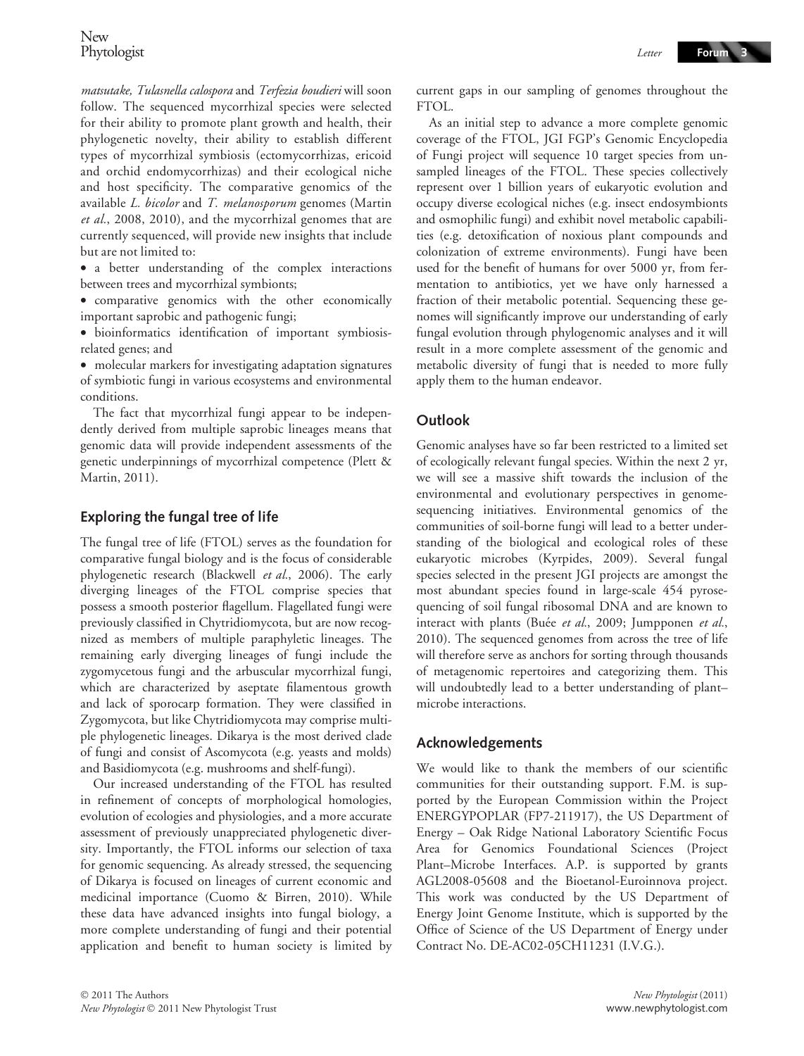*matsutake, Tulasnella calospora* and *Terfezia boudieri* will soon follow. The sequenced mycorrhizal species were selected for their ability to promote plant growth and health, their phylogenetic novelty, their ability to establish different types of mycorrhizal symbiosis (ectomycorrhizas, ericoid and orchid endomycorrhizas) and their ecological niche and host specificity. The comparative genomics of the available *L. bicolor* and *T. melanosporum* genomes (Martin *et al.*, 2008, 2010), and the mycorrhizal genomes that are currently sequenced, will provide new insights that include but are not limited to:

- a better understanding of the complex interactions between trees and mycorrhizal symbionts;
- comparative genomics with the other economically important saprobic and pathogenic fungi;
- bioinformatics identification of important symbiosis-related genes; and
- molecular markers for investigating adaptation signatures of symbiotic fungi in various ecosystems and environmental conditions.

The fact that mycorrhizal fungi appear to be independently derived from multiple saprobic lineages means that genomic data will provide independent assessments of the genetic underpinnings of mycorrhizal competence (Plett & Martin, 2011).

## Exploring the fungal tree of life

The fungal tree of life (FTOL) serves as the foundation for comparative fungal biology and is the focus of considerable phylogenetic research (Blackwell *et al.*, 2006). The early diverging lineages of the FTOL comprise species that possess a smooth posterior flagellum. Flagellated fungi were previously classified in Chytridiomycota, but are now recognized as members of multiple paraphyletic lineages. The remaining early diverging lineages of fungi include the zygomycetous fungi and the arbuscular mycorrhizal fungi, which are characterized by aseptate filamentous growth and lack of sporocarp formation. They were classified in Zygomycota, but like Chytridiomycota may comprise multiple phylogenetic lineages. Dikarya is the most derived clade of fungi and consist of Ascomycota (e.g. yeasts and molds) and Basidiomycota (e.g. mushrooms and shelf-fungi).

Our increased understanding of the FTOL has resulted in refinement of concepts of morphological homologies, evolution of ecologies and physiologies, and a more accurate assessment of previously unappreciated phylogenetic diversity. Importantly, the FTOL informs our selection of taxa for genomic sequencing. As already stressed, the sequencing of Dikarya is focused on lineages of current economic and medicinal importance (Cuomo & Birren, 2010). While these data have advanced insights into fungal biology, a more complete understanding of fungi and their potential application and benefit to human society is limited by current gaps in our sampling of genomes throughout the FTOL.

As an initial step to advance a more complete genomic coverage of the FTOL, JGI FGP's Genomic Encyclopedia of Fungi project will sequence 10 target species from unsampled lineages of the FTOL. These species collectively represent over 1 billion years of eukaryotic evolution and occupy diverse ecological niches (e.g. insect endosymbionts and osmophilic fungi) and exhibit novel metabolic capabilities (e.g. detoxification of noxious plant compounds and colonization of extreme environments). Fungi have been used for the benefit of humans for over 5000 yr, from fermentation to antibiotics, yet we have only harnessed a fraction of their metabolic potential. Sequencing these genomes will significantly improve our understanding of early fungal evolution through phylogenomic analyses and it will result in a more complete assessment of the genomic and metabolic diversity of fungi that is needed to more fully apply them to the human endeavor.

## Outlook

Genomic analyses have so far been restricted to a limited set of ecologically relevant fungal species. Within the next 2 yr, we will see a massive shift towards the inclusion of the environmental and evolutionary perspectives in genome-sequencing initiatives. Environmental genomics of the communities of soil-borne fungi will lead to a better understanding of the biological and ecological roles of these eukaryotic microbes (Kyrpides, 2009). Several fungal species selected in the present JGI projects are amongst the most abundant species found in large-scale 454 pyrosequencing of soil fungal ribosomal DNA and are known to interact with plants (Buée *et al.*, 2009; Jumpponen *et al.*, 2010). The sequenced genomes from across the tree of life will therefore serve as anchors for sorting through thousands of metagenomic repertoires and categorizing them. This will undoubtedly lead to a better understanding of plant–microbe interactions.

## Acknowledgements

We would like to thank the members of our scientific communities for their outstanding support. F.M. is supported by the European Commission within the Project ENERGYPOPLAR (FP7-211917), the US Department of Energy – Oak Ridge National Laboratory Scientific Focus Area for Genomics Foundational Sciences (Project Plant–Microbe Interfaces. A.P. is supported by grants AGL2008-05608 and the Bioetanol-Euroinnova project. This work was conducted by the US Department of Energy Joint Genome Institute, which is supported by the Office of Science of the US Department of Energy under Contract No. DE-AC02-05CH11231 (I.V.G.).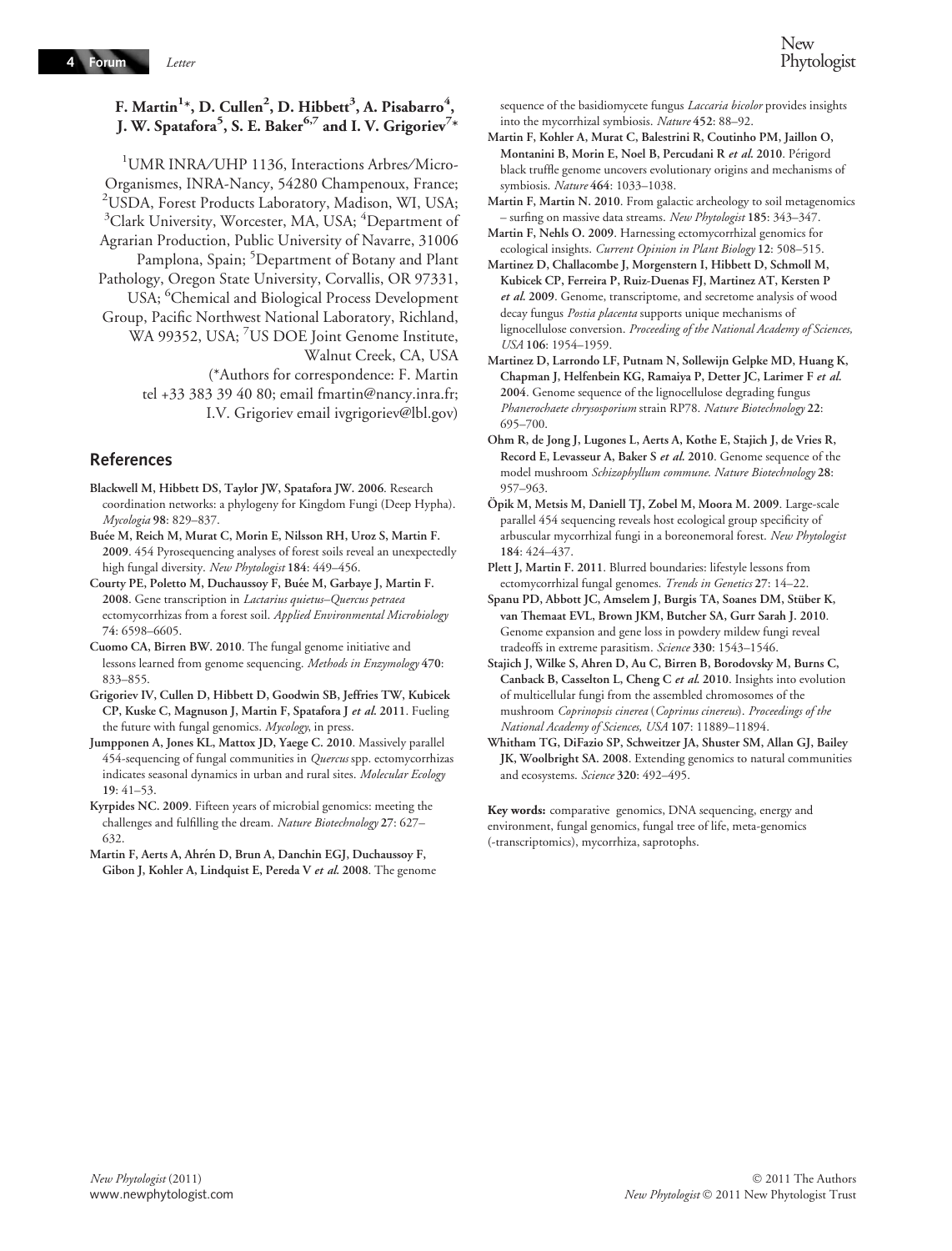**F. Martin[1]*, D. Cullen[2], D. Hibbett[3], A. Pisabarro[4], J. W. Spatafora[5], S. E. Baker[6,7] and I. V. Grigoriev[7]***

[1]UMR INRA/UHP 1136, Interactions Arbres/Micro-Organismes, INRA-Nancy, 54280 Champenoux, France; [2]USDA, Forest Products Laboratory, Madison, WI, USA; [3]Clark University, Worcester, MA, USA; [4]Department of Agrarian Production, Public University of Navarre, 31006 Pamplona, Spain; [5]Department of Botany and Plant Pathology, Oregon State University, Corvallis, OR 97331, USA; [6]Chemical and Biological Process Development Group, Pacific Northwest National Laboratory, Richland, WA 99352, USA; [7]US DOE Joint Genome Institute, Walnut Creek, CA, USA
(*Authors for correspondence: F. Martin tel +33 383 39 40 80; email fmartin@nancy.inra.fr; I.V. Grigoriev email ivgrigoriev@lbl.gov)

## References

**Blackwell M, Hibbett DS, Taylor JW, Spatafora JW. 2006**. Research coordination networks: a phylogeny for Kingdom Fungi (Deep Hypha). *Mycologia* **98**: 829–837.

**Buée M, Reich M, Murat C, Morin E, Nilsson RH, Uroz S, Martin F. 2009**. 454 Pyrosequencing analyses of forest soils reveal an unexpectedly high fungal diversity. *New Phytologist* **184**: 449–456.

**Courty PE, Poletto M, Duchaussoy F, Buée M, Garbaye J, Martin F. 2008**. Gene transcription in *Lactarius quietus–Quercus petraea* ectomycorrhizas from a forest soil. *Applied Environmental Microbiology* **74**: 6598–6605.

**Cuomo CA, Birren BW. 2010**. The fungal genome initiative and lessons learned from genome sequencing. *Methods in Enzymology* **470**: 833–855.

**Grigoriev IV, Cullen D, Hibbett D, Goodwin SB, Jeffries TW, Kubicek CP, Kuske C, Magnuson J, Martin F, Spatafora J *et al.* 2011**. Fueling the future with fungal genomics. *Mycology*, in press.

**Jumpponen A, Jones KL, Mattox JD, Yaege C. 2010**. Massively parallel 454-sequencing of fungal communities in *Quercus* spp. ectomycorrhizas indicates seasonal dynamics in urban and rural sites. *Molecular Ecology* **19**: 41–53.

**Kyrpides NC. 2009**. Fifteen years of microbial genomics: meeting the challenges and fulfilling the dream. *Nature Biotechnology* **27**: 627–632.

**Martin F, Aerts A, Ahrén D, Brun A, Danchin EGJ, Duchaussoy F, Gibon J, Kohler A, Lindquist E, Pereda V *et al.* 2008**. The genome sequence of the basidiomycete fungus *Laccaria bicolor* provides insights into the mycorrhizal symbiosis. *Nature* **452**: 88–92.

**Martin F, Kohler A, Murat C, Balestrini R, Coutinho PM, Jaillon O, Montanini B, Morin E, Noel B, Percudani R *et al.* 2010**. Périgord black truffle genome uncovers evolutionary origins and mechanisms of symbiosis. *Nature* **464**: 1033–1038.

**Martin F, Martin N. 2010**. From galactic archeology to soil metagenomics – surfing on massive data streams. *New Phytologist* **185**: 343–347.

**Martin F, Nehls O. 2009**. Harnessing ectomycorrhizal genomics for ecological insights. *Current Opinion in Plant Biology* **12**: 508–515.

**Martinez D, Challacombe J, Morgenstern I, Hibbett D, Schmoll M, Kubicek CP, Ferreira P, Ruiz-Duenas FJ, Martinez AT, Kersten P *et al.* 2009**. Genome, transcriptome, and secretome analysis of wood decay fungus *Postia placenta* supports unique mechanisms of lignocellulose conversion. *Proceeding of the National Academy of Sciences, USA* **106**: 1954–1959.

**Martinez D, Larrondo LF, Putnam N, Sollewijn Gelpke MD, Huang K, Chapman J, Helfenbein KG, Ramaiya P, Detter JC, Larimer F *et al.* 2004**. Genome sequence of the lignocellulose degrading fungus *Phanerochaete chrysosporium* strain RP78. *Nature Biotechnology* **22**: 695–700.

**Ohm R, de Jong J, Lugones L, Aerts A, Kothe E, Stajich J, de Vries R, Record E, Levasseur A, Baker S *et al.* 2010**. Genome sequence of the model mushroom *Schizophyllum commune*. *Nature Biotechnology* **28**: 957–963.

**Öpik M, Metsis M, Daniell TJ, Zobel M, Moora M. 2009**. Large-scale parallel 454 sequencing reveals host ecological group specificity of arbuscular mycorrhizal fungi in a boreonemoral forest. *New Phytologist* **184**: 424–437.

**Plett J, Martin F. 2011**. Blurred boundaries: lifestyle lessons from ectomycorrhizal fungal genomes. *Trends in Genetics* **27**: 14–22.

**Spanu PD, Abbott JC, Amselem J, Burgis TA, Soanes DM, Stüber K, van Themaat EVL, Brown JKM, Butcher SA, Gurr Sarah J. 2010**. Genome expansion and gene loss in powdery mildew fungi reveal tradeoffs in extreme parasitism. *Science* **330**: 1543–1546.

**Stajich J, Wilke S, Ahren D, Au C, Birren B, Borodovsky M, Burns C, Canback B, Casselton L, Cheng C *et al.* 2010**. Insights into evolution of multicellular fungi from the assembled chromosomes of the mushroom *Coprinopsis cinerea* (*Coprinus cinereus*). *Proceedings of the National Academy of Sciences, USA* **107**: 11889–11894.

**Whitham TG, DiFazio SP, Schweitzer JA, Shuster SM, Allan GJ, Bailey JK, Woolbright SA. 2008**. Extending genomics to natural communities and ecosystems. *Science* **320**: 492–495.

**Key words:** comparative genomics, DNA sequencing, energy and environment, fungal genomics, fungal tree of life, meta-genomics (-transcriptomics), mycorrhiza, saprotophs.